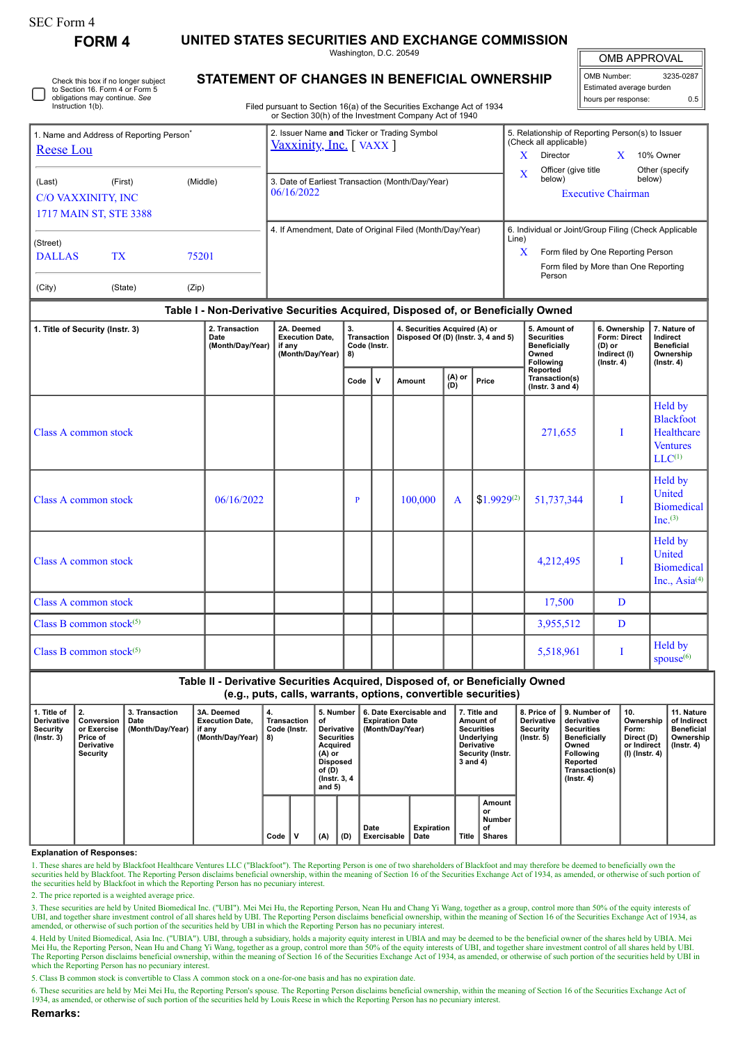SEC Form 4

# FORM 4

## UNITED STATES SECURITIES AND EXCHANGE COMMISSION

Washington, D.C. 20549

## STATEMENT OF CHANGES IN BENEFICIAL OWNERSHIP

Filed pursuant to Section 16(a) of the Securities Exchange Act of 1934 or Section 30(h) of the Investment Company Act of 1940

| OMB APPROVAL | |
|---|---|
| OMB Number: | 3235-0287 |
| Estimated average burden | |
| hours per response: | 0.5 |

☐ Check this box if no longer subject to Section 16. Form 4 or Form 5 obligations may continue. *See* Instruction 1(b).

**1. Name and Address of Reporting Person***

Reese Lou

(Last) (First) (Middle)

C/O VAXXINITY, INC
1717 MAIN ST, STE 3388

(Street)

DALLAS TX 75201

(City) (State) (Zip)

**2. Issuer Name and Ticker or Trading Symbol**

Vaxxinity, Inc. [ VAXX ]

**3. Date of Earliest Transaction (Month/Day/Year)**

06/16/2022

**4. If Amendment, Date of Original Filed (Month/Day/Year)**

**5. Relationship of Reporting Person(s) to Issuer (Check all applicable)**

X Director
X 10% Owner
X Officer (give title below)
Other (specify below)

Executive Chairman

**6. Individual or Joint/Group Filing (Check Applicable Line)**

X Form filed by One Reporting Person
Form filed by More than One Reporting Person

### Table I - Non-Derivative Securities Acquired, Disposed of, or Beneficially Owned

| 1. Title of Security (Instr. 3) | 2. Transaction Date (Month/Day/Year) | 2A. Deemed Execution Date, if any (Month/Day/Year) | 3. Transaction Code (Instr. 8) | | 4. Securities Acquired (A) or Disposed Of (D) (Instr. 3, 4 and 5) | | | 5. Amount of Securities Beneficially Owned Following Reported Transaction(s) (Instr. 3 and 4) | 6. Ownership Form: Direct (D) or Indirect (I) (Instr. 4) | 7. Nature of Indirect Beneficial Ownership (Instr. 4) |
|---|---|---|---|---|---|---|---|---|---|---|
| | | | Code | V | Amount | (A) or (D) | Price | | | |
| Class A common stock | | | | | | | | 271,655 | I | Held by Blackfoot Healthcare Ventures LLC[1] |
| Class A common stock | 06/16/2022 | | P | | 100,000 | A | $1.9929[2] | 51,737,344 | I | Held by United Biomedical Inc.[3] |
| Class A common stock | | | | | | | | 4,212,495 | I | Held by United Biomedical Inc., Asia[4] |
| Class A common stock | | | | | | | | 17,500 | D | |
| Class B common stock[5] | | | | | | | | 3,955,512 | D | |
| Class B common stock[5] | | | | | | | | 5,518,961 | I | Held by spouse[6] |

### Table II - Derivative Securities Acquired, Disposed of, or Beneficially Owned (e.g., puts, calls, warrants, options, convertible securities)

| 1. Title of Derivative Security (Instr. 3) | 2. Conversion or Exercise Price of Derivative Security | 3. Transaction Date (Month/Day/Year) | 3A. Deemed Execution Date, if any (Month/Day/Year) | 4. Transaction Code (Instr. 8) | | 5. Number of Derivative Securities Acquired (A) or Disposed of (D) (Instr. 3, 4 and 5) | | 6. Date Exercisable and Expiration Date (Month/Day/Year) | | 7. Title and Amount of Securities Underlying Derivative Security (Instr. 3 and 4) | | 8. Price of Derivative Security (Instr. 5) | 9. Number of derivative Securities Beneficially Owned Following Reported Transaction(s) (Instr. 4) | 10. Ownership Form: Direct (D) or Indirect (I) (Instr. 4) | 11. Nature of Indirect Beneficial Ownership (Instr. 4) |
|---|---|---|---|---|---|---|---|---|---|---|---|---|---|---|---|
| | | | | Code | V | (A) | (D) | Date Exercisable | Expiration Date | Title | Amount or Number of Shares | | | | |

**Explanation of Responses:**

1. These shares are held by Blackfoot Healthcare Ventures LLC ("Blackfoot"). The Reporting Person is one of two shareholders of Blackfoot and may therefore be deemed to beneficially own the securities held by Blackfoot. The Reporting Person disclaims beneficial ownership, within the meaning of Section 16 of the Securities Exchange Act of 1934, as amended, or otherwise of such portion of the securities held by Blackfoot in which the Reporting Person has no pecuniary interest.

2. The price reported is a weighted average price.

3. These securities are held by United Biomedical Inc. ("UBI"). Mei Mei Hu, the Reporting Person, Nean Hu and Chang Yi Wang, together as a group, control more than 50% of the equity interests of UBI, and together share investment control of all shares held by UBI. The Reporting Person disclaims beneficial ownership, within the meaning of Section 16 of the Securities Exchange Act of 1934, as amended, or otherwise of such portion of the securities held by UBI in which the Reporting Person has no pecuniary interest.

4. Held by United Biomedical, Asia Inc. ("UBIA"). UBI, through a subsidiary, holds a majority equity interest in UBIA and may be deemed to be the beneficial owner of the shares held by UBIA. Mei Mei Hu, the Reporting Person, Nean Hu and Chang Yi Wang, together as a group, control more than 50% of the equity interests of UBI, and together share investment control of all shares held by UBI. The Reporting Person disclaims beneficial ownership, within the meaning of Section 16 of the Securities Exchange Act of 1934, as amended, or otherwise of such portion of the securities held by UBI in which the Reporting Person has no pecuniary interest.

5. Class B common stock is convertible to Class A common stock on a one-for-one basis and has no expiration date.

6. These securities are held by Mei Mei Hu, the Reporting Person's spouse. The Reporting Person disclaims beneficial ownership, within the meaning of Section 16 of the Securities Exchange Act of 1934, as amended, or otherwise of such portion of the securities held by Louis Reese in which the Reporting Person has no pecuniary interest.

**Remarks:**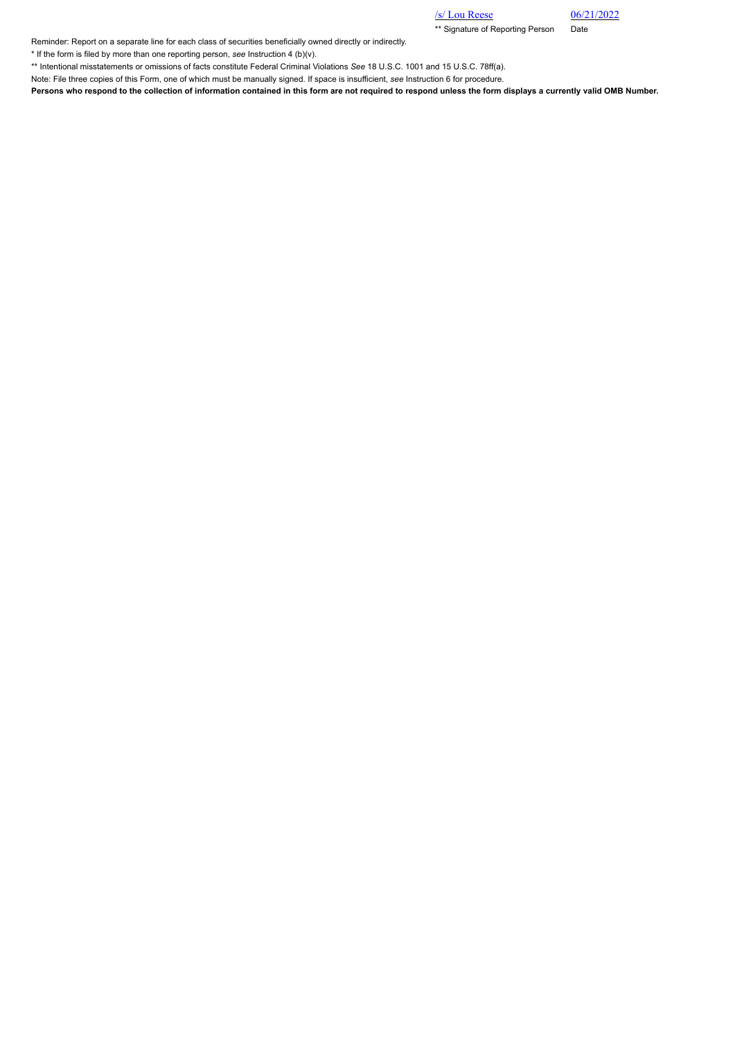| /s/ Lou Reese | 06/21/2022 |
|---|---|
| ** Signature of Reporting Person | Date |

Reminder: Report on a separate line for each class of securities beneficially owned directly or indirectly.

* If the form is filed by more than one reporting person, *see* Instruction 4 (b)(v).

** Intentional misstatements or omissions of facts constitute Federal Criminal Violations *See* 18 U.S.C. 1001 and 15 U.S.C. 78ff(a).

Note: File three copies of this Form, one of which must be manually signed. If space is insufficient, *see* Instruction 6 for procedure.

**Persons who respond to the collection of information contained in this form are not required to respond unless the form displays a currently valid OMB Number.**